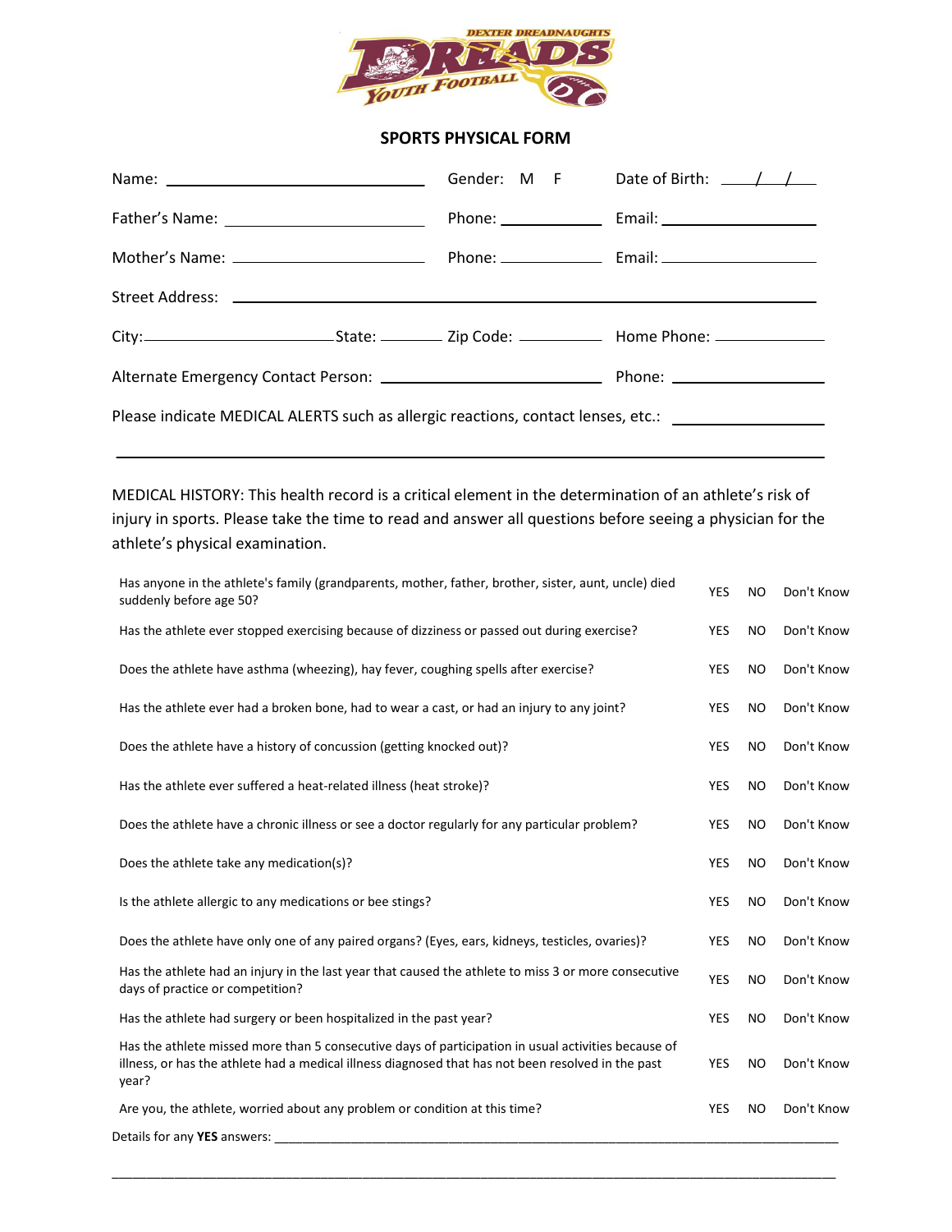DEXTER DREADNAUGHTS DREADS YOUTH FOOTBALL

## SPORTS PHYSICAL FORM

Name: ______________________________ Gender: M F Date of Birth: ____/____/____

Father's Name: ______________________ Phone: ____________ Email: __________________

Mother's Name: ______________________ Phone: ____________ Email: __________________

Street Address: ____________________________________________________________

City: ______________________ State: ________ Zip Code: __________ Home Phone: ______________

Alternate Emergency Contact Person: __________________________ Phone: __________________

Please indicate MEDICAL ALERTS such as allergic reactions, contact lenses, etc.: __________________

______________________________________________________________________________

MEDICAL HISTORY: This health record is a critical element in the determination of an athlete's risk of injury in sports. Please take the time to read and answer all questions before seeing a physician for the athlete's physical examination.

| Question | | | |
|---|---|---|---|
| Has anyone in the athlete's family (grandparents, mother, father, brother, sister, aunt, uncle) died suddenly before age 50? | YES | NO | Don't Know |
| Has the athlete ever stopped exercising because of dizziness or passed out during exercise? | YES | NO | Don't Know |
| Does the athlete have asthma (wheezing), hay fever, coughing spells after exercise? | YES | NO | Don't Know |
| Has the athlete ever had a broken bone, had to wear a cast, or had an injury to any joint? | YES | NO | Don't Know |
| Does the athlete have a history of concussion (getting knocked out)? | YES | NO | Don't Know |
| Has the athlete ever suffered a heat-related illness (heat stroke)? | YES | NO | Don't Know |
| Does the athlete have a chronic illness or see a doctor regularly for any particular problem? | YES | NO | Don't Know |
| Does the athlete take any medication(s)? | YES | NO | Don't Know |
| Is the athlete allergic to any medications or bee stings? | YES | NO | Don't Know |
| Does the athlete have only one of any paired organs? (Eyes, ears, kidneys, testicles, ovaries)? | YES | NO | Don't Know |
| Has the athlete had an injury in the last year that caused the athlete to miss 3 or more consecutive days of practice or competition? | YES | NO | Don't Know |
| Has the athlete had surgery or been hospitalized in the past year? | YES | NO | Don't Know |
| Has the athlete missed more than 5 consecutive days of participation in usual activities because of illness, or has the athlete had a medical illness diagnosed that has not been resolved in the past year? | YES | NO | Don't Know |
| Are you, the athlete, worried about any problem or condition at this time? | YES | NO | Don't Know |

Details for any **YES** answers: ______________________________________________________________

______________________________________________________________________________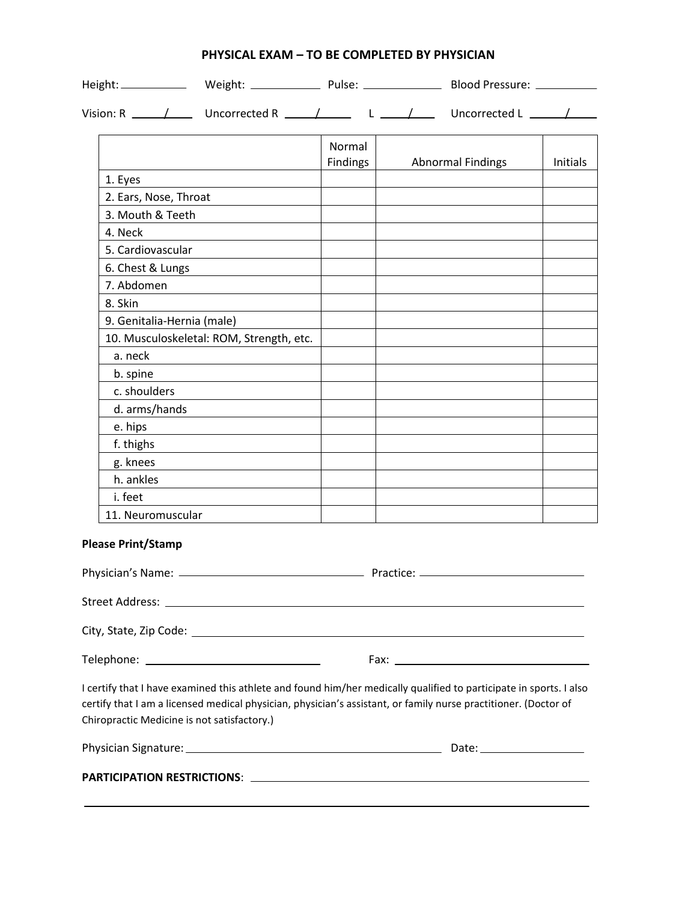# PHYSICAL EXAM – TO BE COMPLETED BY PHYSICIAN

Height: __________ Weight: __________ Pulse: __________ Blood Pressure: __________

Vision: R ____/____ Uncorrected R ____/____ L ____/____ Uncorrected L ____/____

| | Normal Findings | Abnormal Findings | Initials |
|---|---|---|---|
| 1. Eyes | | | |
| 2. Ears, Nose, Throat | | | |
| 3. Mouth & Teeth | | | |
| 4. Neck | | | |
| 5. Cardiovascular | | | |
| 6. Chest & Lungs | | | |
| 7. Abdomen | | | |
| 8. Skin | | | |
| 9. Genitalia-Hernia (male) | | | |
| 10. Musculoskeletal: ROM, Strength, etc. | | | |
| a. neck | | | |
| b. spine | | | |
| c. shoulders | | | |
| d. arms/hands | | | |
| e. hips | | | |
| f. thighs | | | |
| g. knees | | | |
| h. ankles | | | |
| i. feet | | | |
| 11. Neuromuscular | | | |

**Please Print/Stamp**

Physician's Name: ______________________ Practice: ______________________

Street Address: ______________________

City, State, Zip Code: ______________________

Telephone: ______________________ Fax: ______________________

I certify that I have examined this athlete and found him/her medically qualified to participate in sports. I also certify that I am a licensed medical physician, physician's assistant, or family nurse practitioner. (Doctor of Chiropractic Medicine is not satisfactory.)

Physician Signature: ______________________ Date: ______________

**PARTICIPATION RESTRICTIONS**: ______________________

______________________